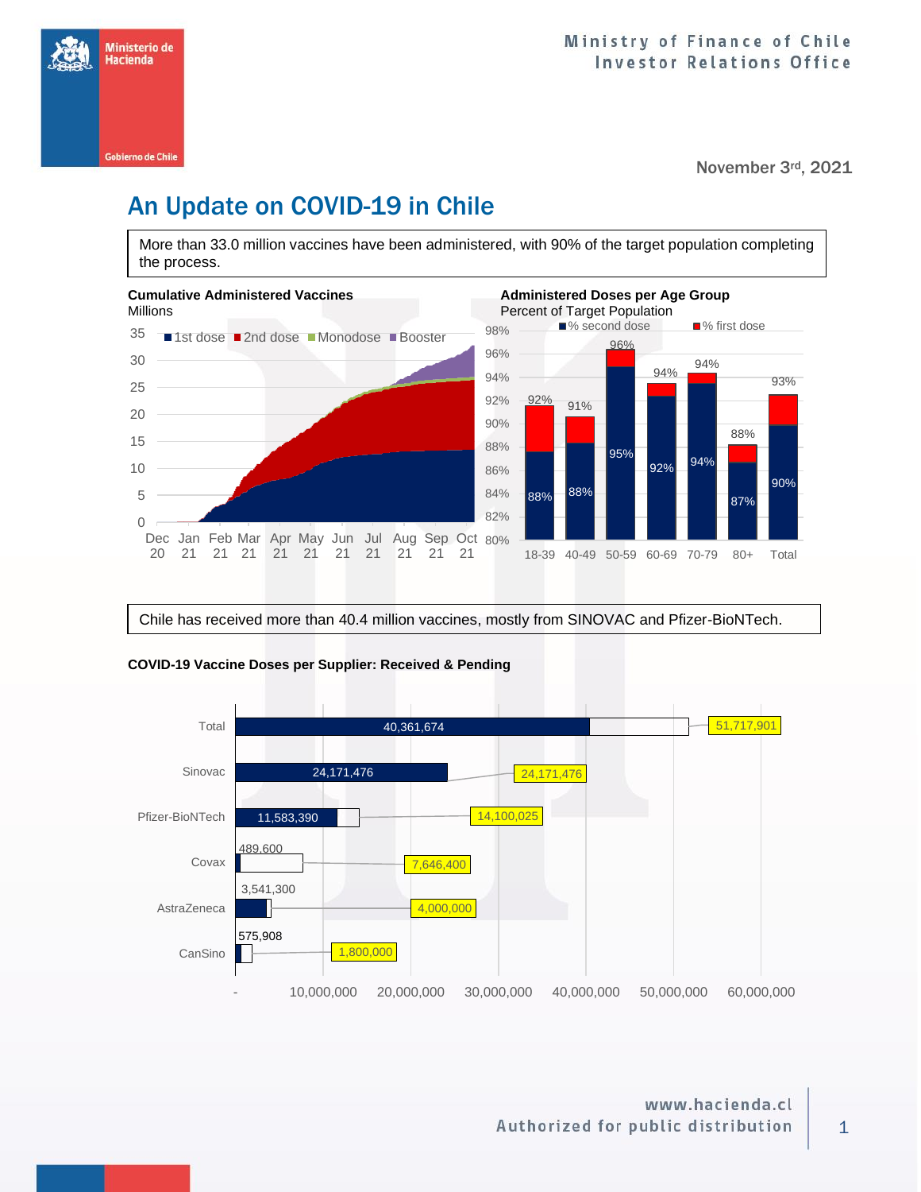Ministry of Finance of Chile
Investor Relations Office

November 3rd, 2021

# An Update on COVID-19 in Chile

More than 33.0 million vaccines have been administered, with 90% of the target population completing the process.

**Cumulative Administered Vaccines**
Millions

**Administered Doses per Age Group**
Percent of Target Population

| Age group | % second dose | % first dose |
|---|---|---|
| 18-39 | 88% | 92% |
| 40-49 | 88% | 91% |
| 50-59 | 95% | 96% |
| 60-69 | 92% | 94% |
| 70-79 | 94% | 94% |
| 80+ | 87% | 88% |
| Total | 90% | 93% |

Chile has received more than 40.4 million vaccines, mostly from SINOVAC and Pfizer-BioNTech.

**COVID-19 Vaccine Doses per Supplier: Received & Pending**

| Supplier | Received | Total |
|---|---|---|
| Total | 40,361,674 | 51,717,901 |
| Sinovac | 24,171,476 | 24,171,476 |
| Pfizer-BioNTech | 11,583,390 | 14,100,025 |
| Covax | 489,600 | 7,646,400 |
| AstraZeneca | 3,541,300 | 4,000,000 |
| CanSino | 575,908 | 1,800,000 |

www.hacienda.cl
Authorized for public distribution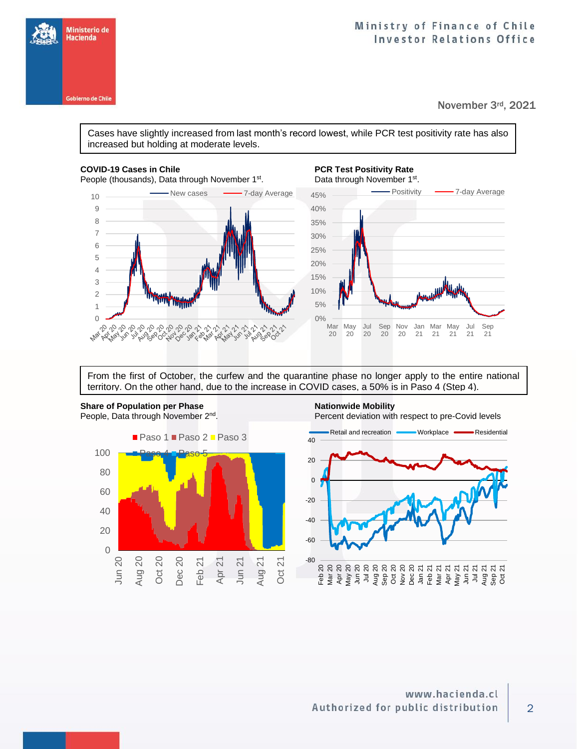November 3rd, 2021

Cases have slightly increased from last month's record lowest, while PCR test positivity rate has also increased but holding at moderate levels.

**COVID-19 Cases in Chile**
People (thousands), Data through November 1st.

**PCR Test Positivity Rate**
Data through November 1st.

From the first of October, the curfew and the quarantine phase no longer apply to the entire national territory. On the other hand, due to the increase in COVID cases, a 50% is in Paso 4 (Step 4).

**Share of Population per Phase**
People, Data through November 2nd.

**Nationwide Mobility**
Percent deviation with respect to pre-Covid levels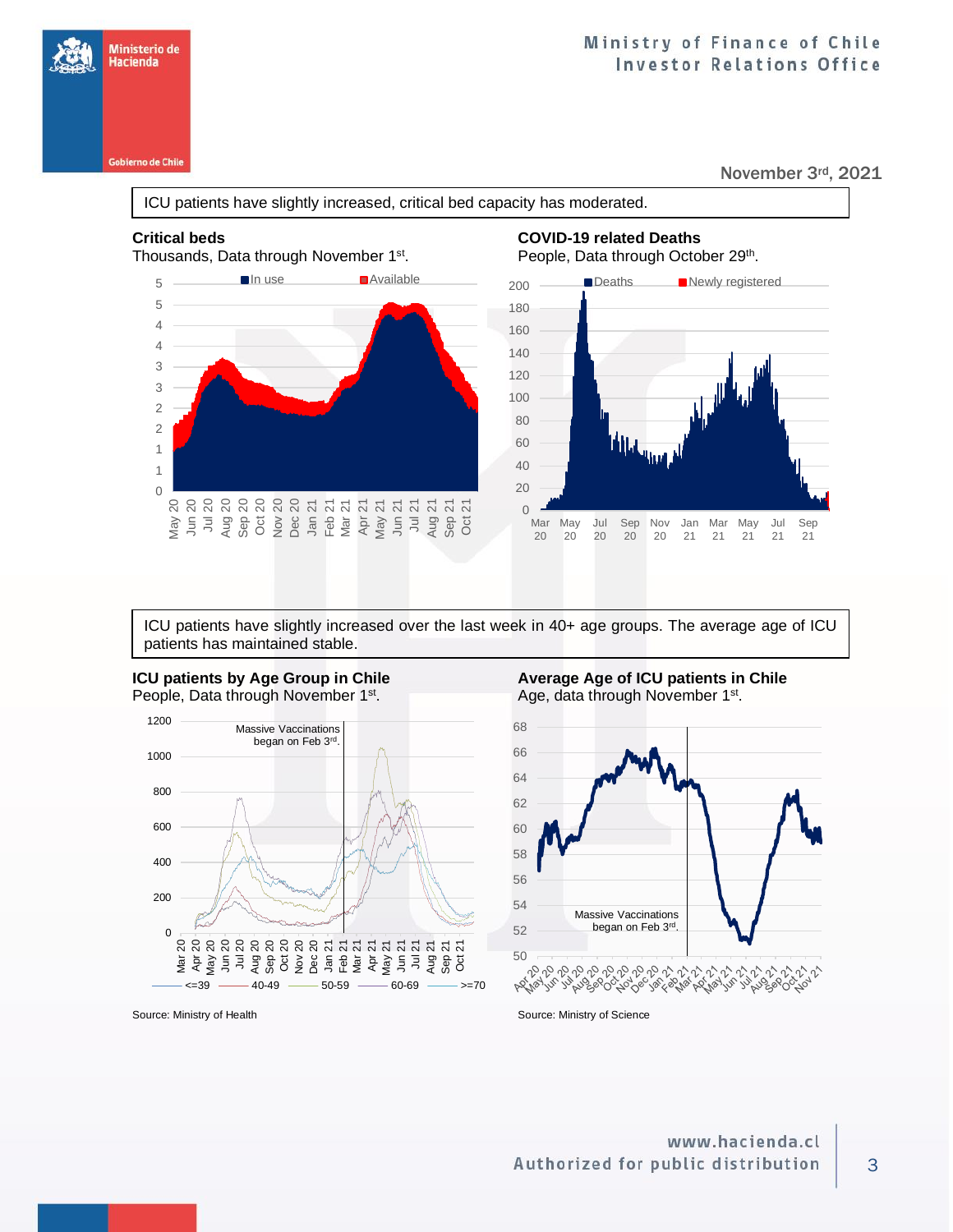ICU patients have slightly increased, critical bed capacity has moderated.

**Critical beds**
Thousands, Data through November 1st.

In use
Available

5
5
4
4
3
3
2
2
1
1
0

May 20
Jun 20
Jul 20
Aug 20
Sep 20
Oct 20
Nov 20
Dec 20
Jan 21
Feb 21
Mar 21
Apr 21
May 21
Jun 21
Jul 21
Aug 21
Sep 21
Oct 21

**COVID-19 related Deaths**
People, Data through October 29th.

Deaths
Newly registered

200
180
160
140
120
100
80
60
40
20
0

Mar 20
May 20
Jul 20
Sep 20
Nov 20
Jan 21
Mar 21
May 21
Jul 21
Sep 21

ICU patients have slightly increased over the last week in 40+ age groups. The average age of ICU patients has maintained stable.

**ICU patients by Age Group in Chile**
People, Data through November 1st.

Massive Vaccinations began on Feb 3rd.

1200
1000
800
600
400
200
0

Mar 20
Apr 20
May 20
Jun 20
Jul 20
Aug 20
Sep 20
Oct 20
Nov 20
Dec 20
Jan 21
Feb 21
Mar 21
Apr 21
May 21
Jun 21
Jul 21
Aug 21
Sep 21
Oct 21

<=39
40-49
50-59
60-69
>=70

Source: Ministry of Health

**Average Age of ICU patients in Chile**
Age, data through November 1st.

Massive Vaccinations began on Feb 3rd.

68
66
64
62
60
58
56
54
52
50

Apr 20
May 20
Jun 20
Jul 20
Aug 20
Sep 20
Oct 20
Nov 20
Dec 20
Jan 21
Feb 21
Mar 21
Apr 21
May 21
Jun 21
Jul 21
Aug 21
Sep 21
Oct 21
Nov 21

Source: Ministry of Science